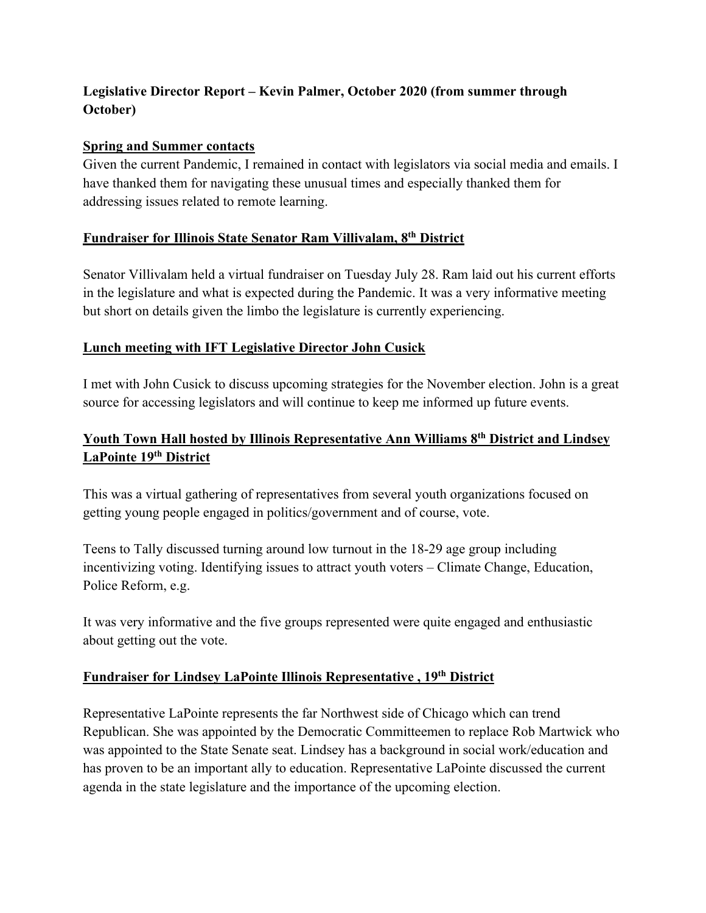**Legislative Director Report – Kevin Palmer, October 2020 (from summer through October)**

**Spring and Summer contacts**

Given the current Pandemic, I remained in contact with legislators via social media and emails. I have thanked them for navigating these unusual times and especially thanked them for addressing issues related to remote learning.

**Fundraiser for Illinois State Senator Ram Villivalam, 8th District**

Senator Villivalam held a virtual fundraiser on Tuesday July 28. Ram laid out his current efforts in the legislature and what is expected during the Pandemic. It was a very informative meeting but short on details given the limbo the legislature is currently experiencing.

**Lunch meeting with IFT Legislative Director John Cusick**

I met with John Cusick to discuss upcoming strategies for the November election. John is a great source for accessing legislators and will continue to keep me informed up future events.

**Youth Town Hall hosted by Illinois Representative Ann Williams 8th District and Lindsey LaPointe 19th District**

This was a virtual gathering of representatives from several youth organizations focused on getting young people engaged in politics/government and of course, vote.

Teens to Tally discussed turning around low turnout in the 18-29 age group including incentivizing voting. Identifying issues to attract youth voters – Climate Change, Education, Police Reform, e.g.

It was very informative and the five groups represented were quite engaged and enthusiastic about getting out the vote.

**Fundraiser for Lindsey LaPointe Illinois Representative , 19th District**

Representative LaPointe represents the far Northwest side of Chicago which can trend Republican. She was appointed by the Democratic Committeemen to replace Rob Martwick who was appointed to the State Senate seat. Lindsey has a background in social work/education and has proven to be an important ally to education. Representative LaPointe discussed the current agenda in the state legislature and the importance of the upcoming election.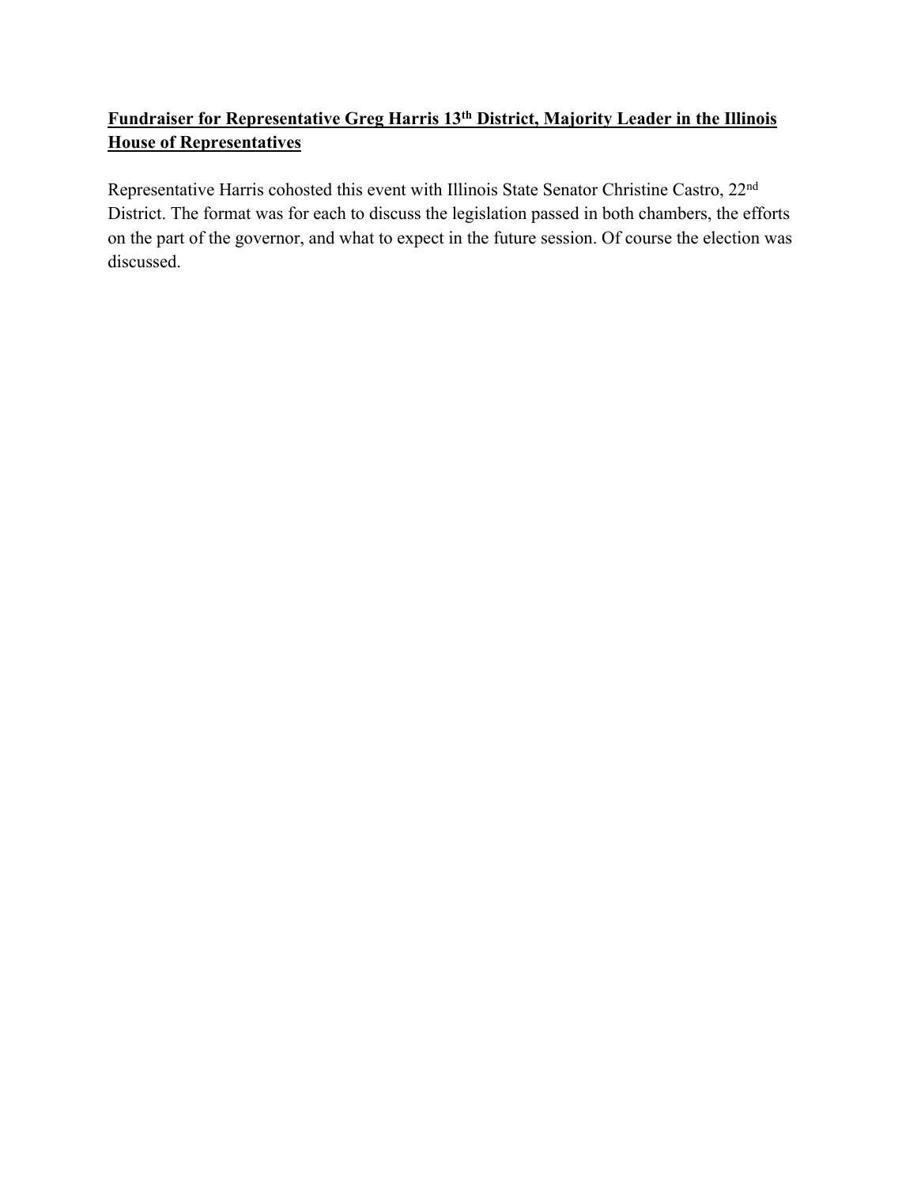**Fundraiser for Representative Greg Harris 13th District, Majority Leader in the Illinois House of Representatives**

Representative Harris cohosted this event with Illinois State Senator Christine Castro, 22nd District. The format was for each to discuss the legislation passed in both chambers, the efforts on the part of the governor, and what to expect in the future session. Of course the election was discussed.